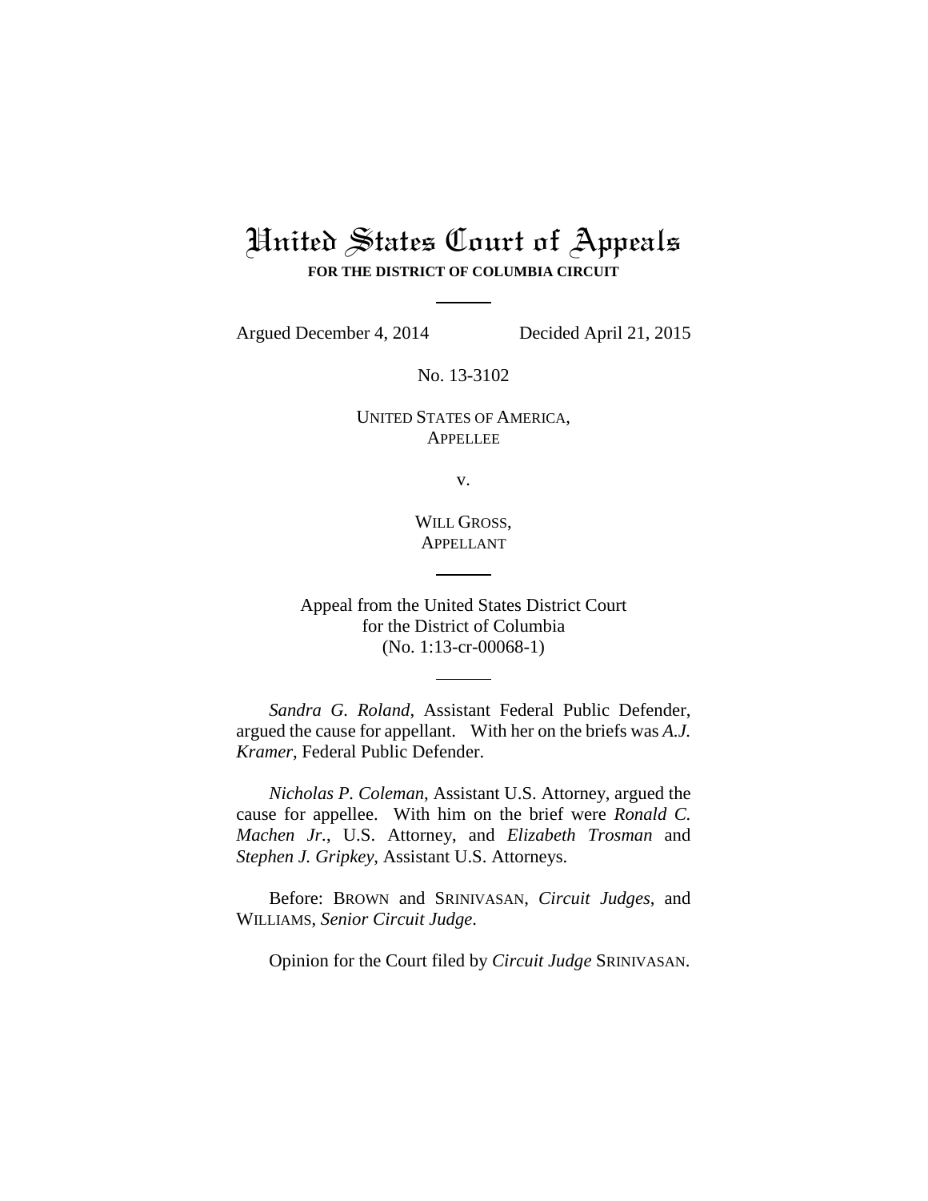# United States Court of Appeals

**FOR THE DISTRICT OF COLUMBIA CIRCUIT**

---

Argued December 4, 2014 Decided April 21, 2015

No. 13-3102

UNITED STATES OF AMERICA,
APPELLEE

v.

WILL GROSS,
APPELLANT

---

Appeal from the United States District Court
for the District of Columbia
(No. 1:13-cr-00068-1)

---

*Sandra G. Roland*, Assistant Federal Public Defender, argued the cause for appellant. With her on the briefs was *A.J. Kramer*, Federal Public Defender.

*Nicholas P. Coleman*, Assistant U.S. Attorney, argued the cause for appellee. With him on the brief were *Ronald C. Machen Jr.*, U.S. Attorney, and *Elizabeth Trosman* and *Stephen J. Gripkey*, Assistant U.S. Attorneys.

Before: BROWN and SRINIVASAN, *Circuit Judges*, and WILLIAMS, *Senior Circuit Judge*.

Opinion for the Court filed by *Circuit Judge* SRINIVASAN.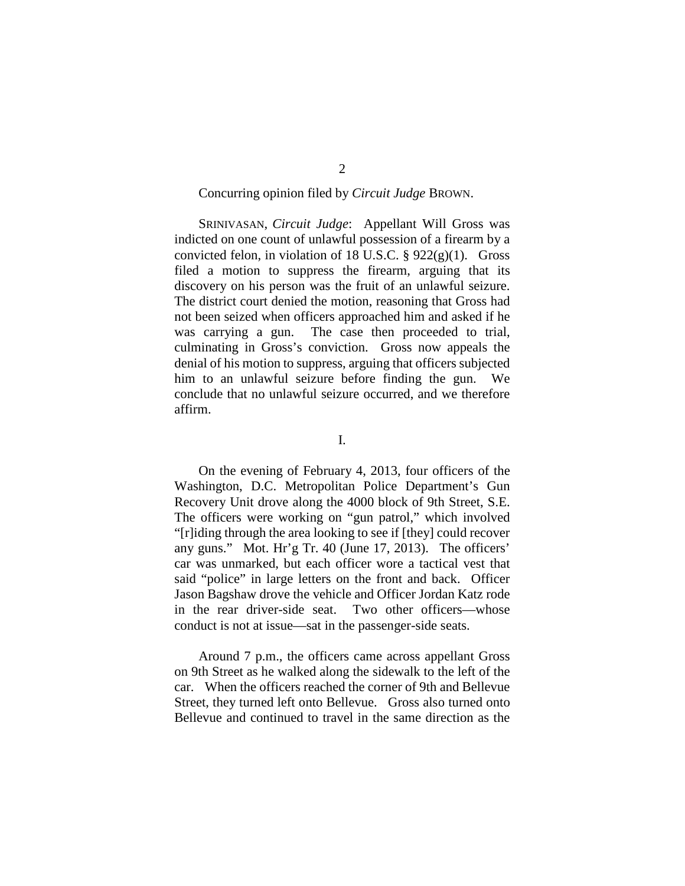Concurring opinion filed by *Circuit Judge* BROWN.

SRINIVASAN, *Circuit Judge*: Appellant Will Gross was indicted on one count of unlawful possession of a firearm by a convicted felon, in violation of 18 U.S.C. § 922(g)(1). Gross filed a motion to suppress the firearm, arguing that its discovery on his person was the fruit of an unlawful seizure. The district court denied the motion, reasoning that Gross had not been seized when officers approached him and asked if he was carrying a gun. The case then proceeded to trial, culminating in Gross's conviction. Gross now appeals the denial of his motion to suppress, arguing that officers subjected him to an unlawful seizure before finding the gun. We conclude that no unlawful seizure occurred, and we therefore affirm.

I.

On the evening of February 4, 2013, four officers of the Washington, D.C. Metropolitan Police Department's Gun Recovery Unit drove along the 4000 block of 9th Street, S.E. The officers were working on "gun patrol," which involved "[r]iding through the area looking to see if [they] could recover any guns." Mot. Hr'g Tr. 40 (June 17, 2013). The officers' car was unmarked, but each officer wore a tactical vest that said "police" in large letters on the front and back. Officer Jason Bagshaw drove the vehicle and Officer Jordan Katz rode in the rear driver-side seat. Two other officers—whose conduct is not at issue—sat in the passenger-side seats.

Around 7 p.m., the officers came across appellant Gross on 9th Street as he walked along the sidewalk to the left of the car. When the officers reached the corner of 9th and Bellevue Street, they turned left onto Bellevue. Gross also turned onto Bellevue and continued to travel in the same direction as the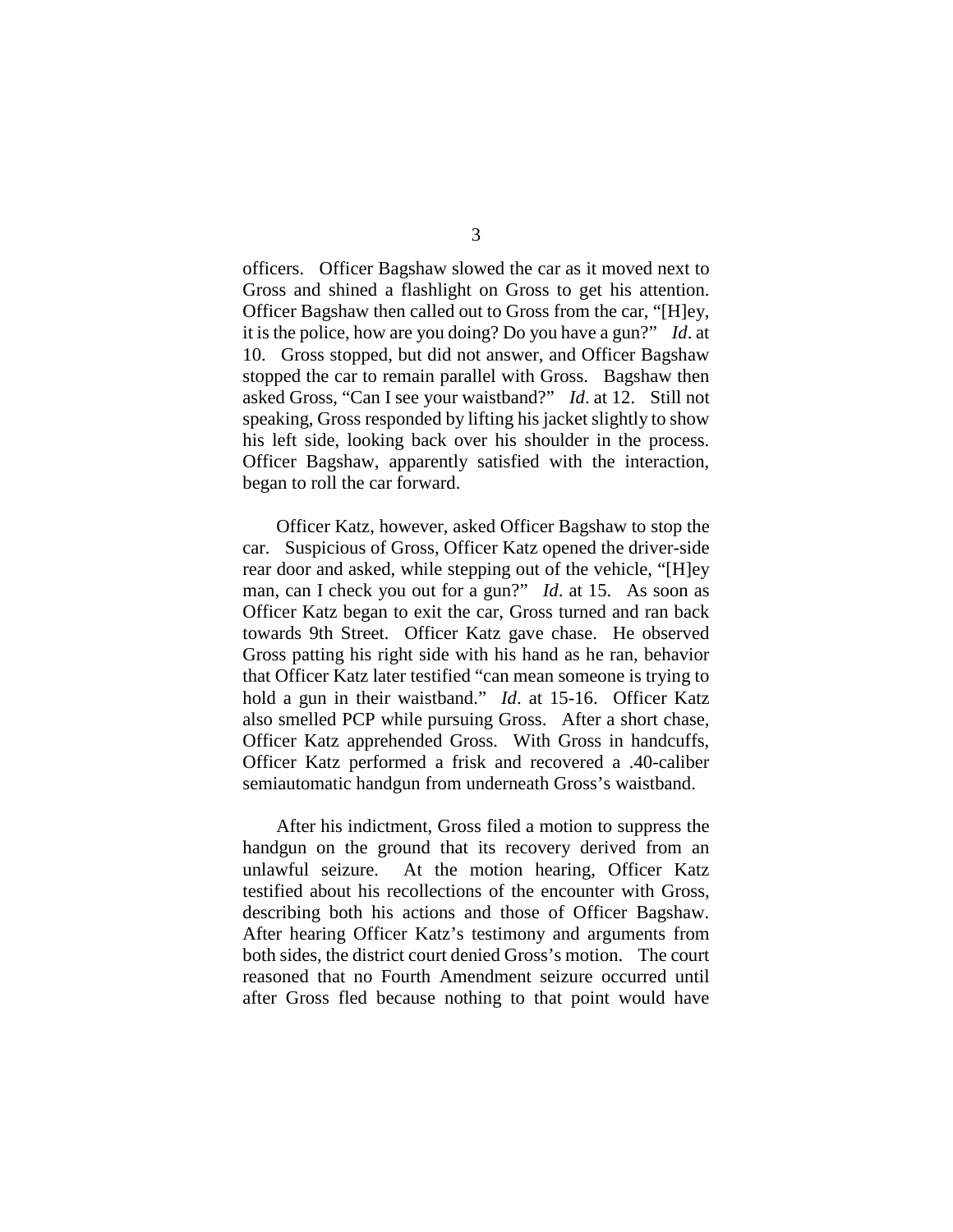officers. Officer Bagshaw slowed the car as it moved next to Gross and shined a flashlight on Gross to get his attention. Officer Bagshaw then called out to Gross from the car, "[H]ey, it is the police, how are you doing? Do you have a gun?" *Id*. at 10. Gross stopped, but did not answer, and Officer Bagshaw stopped the car to remain parallel with Gross. Bagshaw then asked Gross, "Can I see your waistband?" *Id*. at 12. Still not speaking, Gross responded by lifting his jacket slightly to show his left side, looking back over his shoulder in the process. Officer Bagshaw, apparently satisfied with the interaction, began to roll the car forward.

Officer Katz, however, asked Officer Bagshaw to stop the car. Suspicious of Gross, Officer Katz opened the driver-side rear door and asked, while stepping out of the vehicle, "[H]ey man, can I check you out for a gun?" *Id*. at 15. As soon as Officer Katz began to exit the car, Gross turned and ran back towards 9th Street. Officer Katz gave chase. He observed Gross patting his right side with his hand as he ran, behavior that Officer Katz later testified "can mean someone is trying to hold a gun in their waistband." *Id*. at 15-16. Officer Katz also smelled PCP while pursuing Gross. After a short chase, Officer Katz apprehended Gross. With Gross in handcuffs, Officer Katz performed a frisk and recovered a .40-caliber semiautomatic handgun from underneath Gross's waistband.

After his indictment, Gross filed a motion to suppress the handgun on the ground that its recovery derived from an unlawful seizure. At the motion hearing, Officer Katz testified about his recollections of the encounter with Gross, describing both his actions and those of Officer Bagshaw. After hearing Officer Katz's testimony and arguments from both sides, the district court denied Gross's motion. The court reasoned that no Fourth Amendment seizure occurred until after Gross fled because nothing to that point would have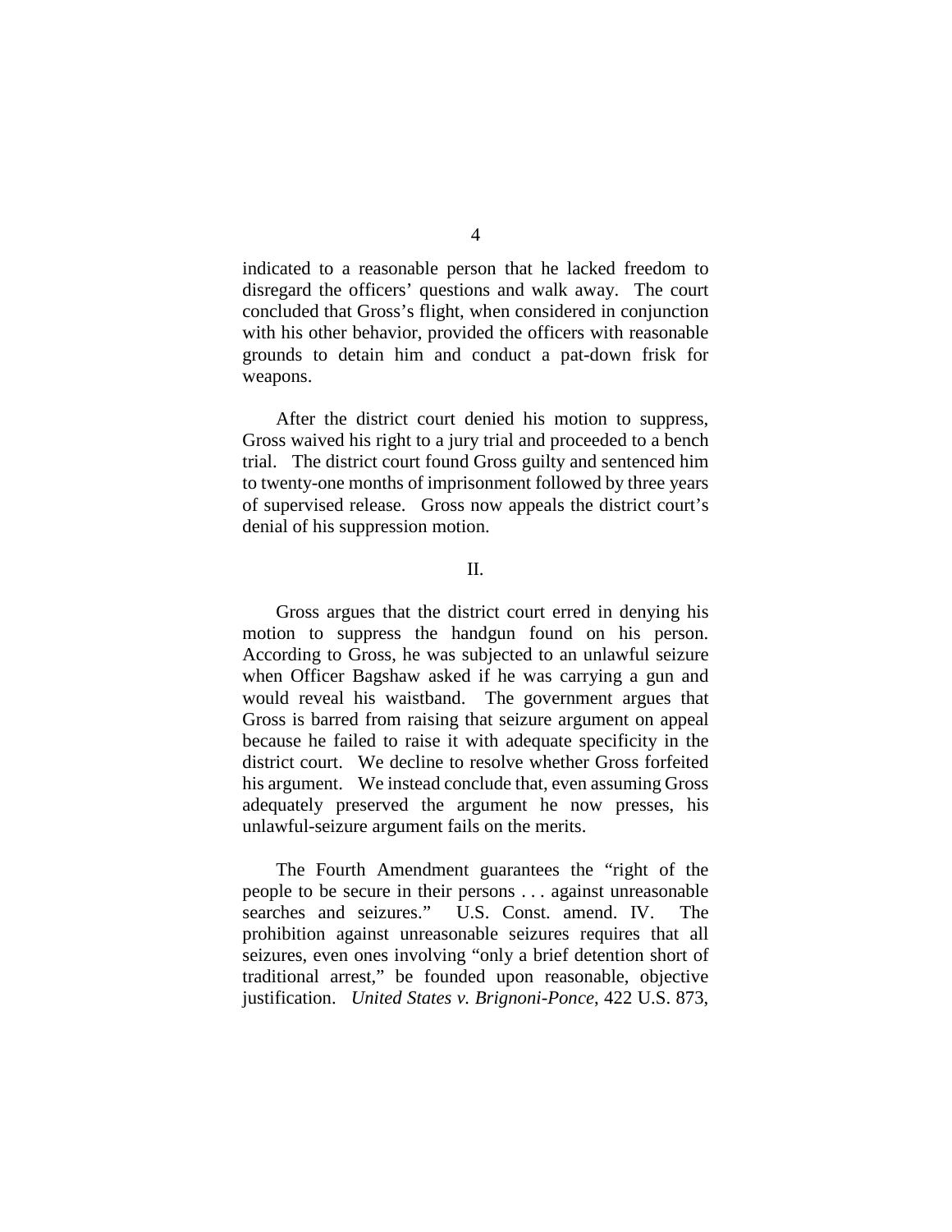indicated to a reasonable person that he lacked freedom to disregard the officers' questions and walk away. The court concluded that Gross's flight, when considered in conjunction with his other behavior, provided the officers with reasonable grounds to detain him and conduct a pat-down frisk for weapons.

After the district court denied his motion to suppress, Gross waived his right to a jury trial and proceeded to a bench trial. The district court found Gross guilty and sentenced him to twenty-one months of imprisonment followed by three years of supervised release. Gross now appeals the district court's denial of his suppression motion.

## II.

Gross argues that the district court erred in denying his motion to suppress the handgun found on his person. According to Gross, he was subjected to an unlawful seizure when Officer Bagshaw asked if he was carrying a gun and would reveal his waistband. The government argues that Gross is barred from raising that seizure argument on appeal because he failed to raise it with adequate specificity in the district court. We decline to resolve whether Gross forfeited his argument. We instead conclude that, even assuming Gross adequately preserved the argument he now presses, his unlawful-seizure argument fails on the merits.

The Fourth Amendment guarantees the "right of the people to be secure in their persons . . . against unreasonable searches and seizures." U.S. Const. amend. IV. The prohibition against unreasonable seizures requires that all seizures, even ones involving "only a brief detention short of traditional arrest," be founded upon reasonable, objective justification. *United States v. Brignoni-Ponce*, 422 U.S. 873,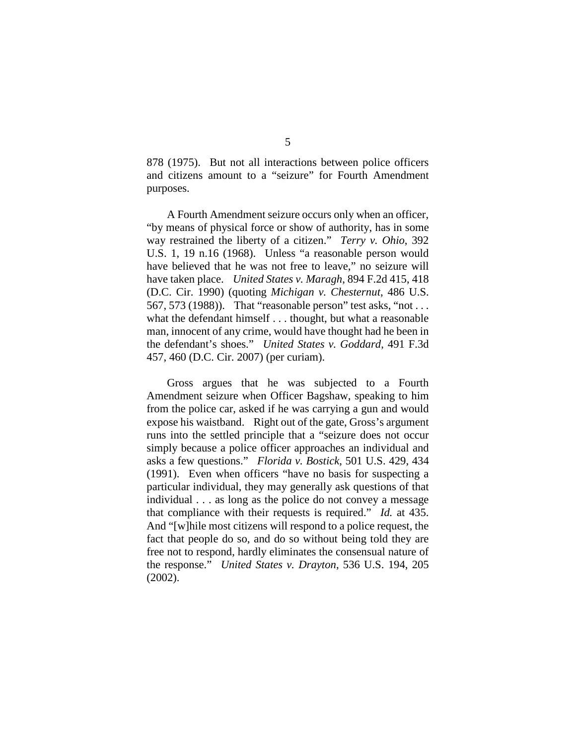878 (1975). But not all interactions between police officers and citizens amount to a "seizure" for Fourth Amendment purposes.

A Fourth Amendment seizure occurs only when an officer, "by means of physical force or show of authority, has in some way restrained the liberty of a citizen." *Terry v. Ohio*, 392 U.S. 1, 19 n.16 (1968). Unless "a reasonable person would have believed that he was not free to leave," no seizure will have taken place. *United States v. Maragh*, 894 F.2d 415, 418 (D.C. Cir. 1990) (quoting *Michigan v. Chesternut*, 486 U.S. 567, 573 (1988)). That "reasonable person" test asks, "not . . . what the defendant himself . . . thought, but what a reasonable man, innocent of any crime, would have thought had he been in the defendant's shoes." *United States v. Goddard*, 491 F.3d 457, 460 (D.C. Cir. 2007) (per curiam).

Gross argues that he was subjected to a Fourth Amendment seizure when Officer Bagshaw, speaking to him from the police car, asked if he was carrying a gun and would expose his waistband. Right out of the gate, Gross's argument runs into the settled principle that a "seizure does not occur simply because a police officer approaches an individual and asks a few questions." *Florida v. Bostick*, 501 U.S. 429, 434 (1991). Even when officers "have no basis for suspecting a particular individual, they may generally ask questions of that individual . . . as long as the police do not convey a message that compliance with their requests is required." *Id.* at 435. And "[w]hile most citizens will respond to a police request, the fact that people do so, and do so without being told they are free not to respond, hardly eliminates the consensual nature of the response." *United States v. Drayton*, 536 U.S. 194, 205 (2002).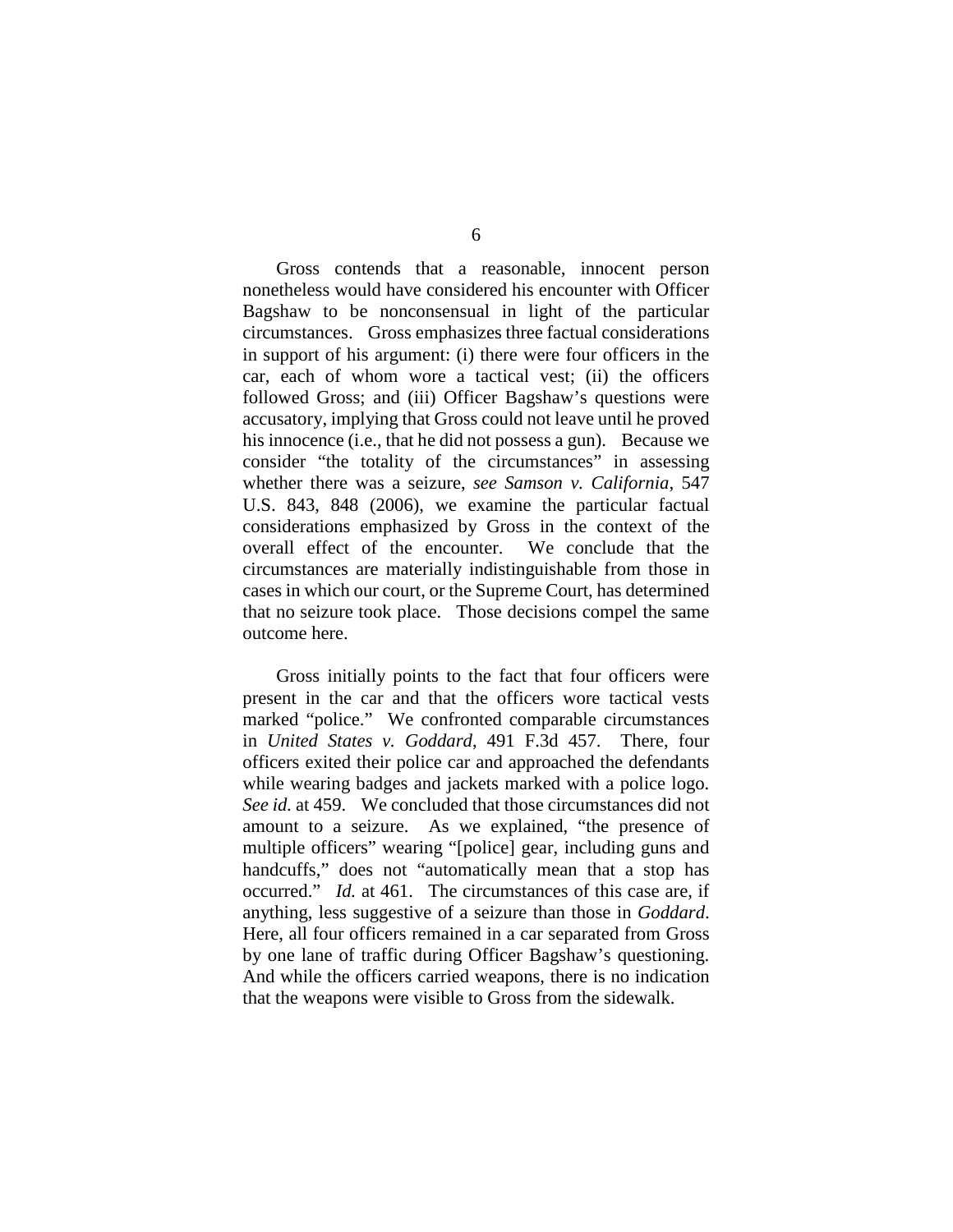Gross contends that a reasonable, innocent person nonetheless would have considered his encounter with Officer Bagshaw to be nonconsensual in light of the particular circumstances. Gross emphasizes three factual considerations in support of his argument: (i) there were four officers in the car, each of whom wore a tactical vest; (ii) the officers followed Gross; and (iii) Officer Bagshaw's questions were accusatory, implying that Gross could not leave until he proved his innocence (i.e., that he did not possess a gun). Because we consider "the totality of the circumstances" in assessing whether there was a seizure, *see Samson v. California*, 547 U.S. 843, 848 (2006), we examine the particular factual considerations emphasized by Gross in the context of the overall effect of the encounter. We conclude that the circumstances are materially indistinguishable from those in cases in which our court, or the Supreme Court, has determined that no seizure took place. Those decisions compel the same outcome here.

Gross initially points to the fact that four officers were present in the car and that the officers wore tactical vests marked "police." We confronted comparable circumstances in *United States v. Goddard*, 491 F.3d 457. There, four officers exited their police car and approached the defendants while wearing badges and jackets marked with a police logo. *See id.* at 459. We concluded that those circumstances did not amount to a seizure. As we explained, "the presence of multiple officers" wearing "[police] gear, including guns and handcuffs," does not "automatically mean that a stop has occurred." *Id.* at 461. The circumstances of this case are, if anything, less suggestive of a seizure than those in *Goddard*. Here, all four officers remained in a car separated from Gross by one lane of traffic during Officer Bagshaw's questioning. And while the officers carried weapons, there is no indication that the weapons were visible to Gross from the sidewalk.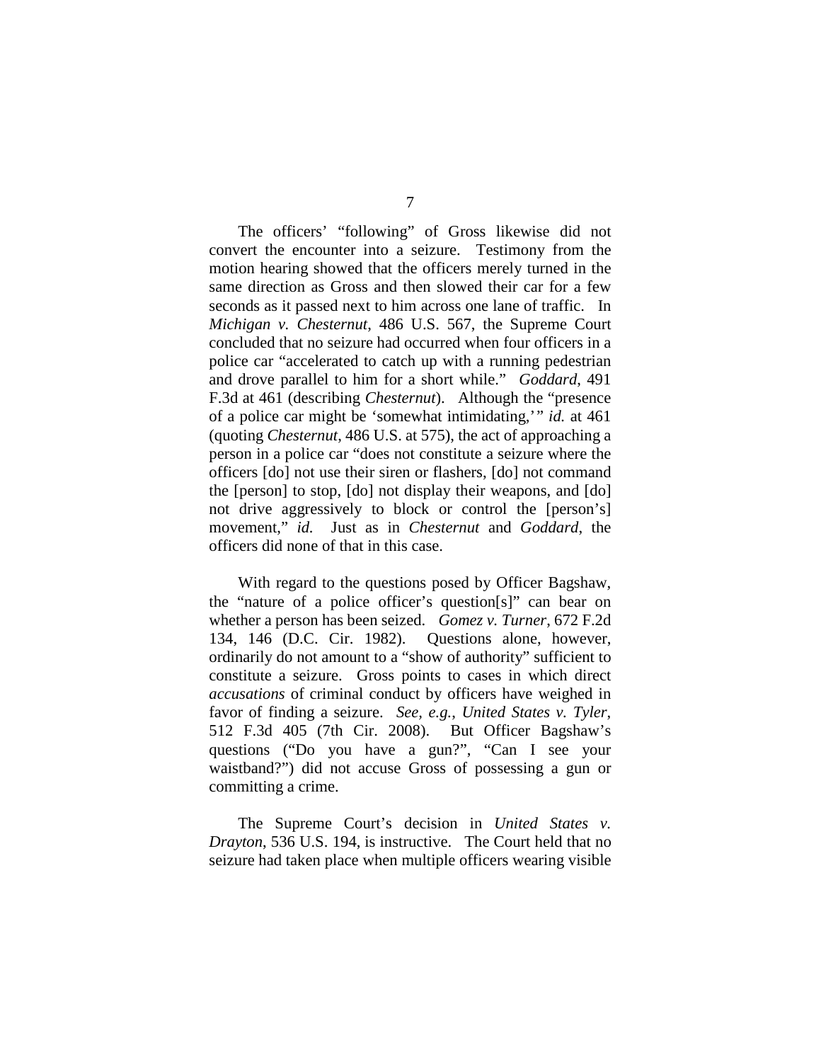The officers' "following" of Gross likewise did not convert the encounter into a seizure. Testimony from the motion hearing showed that the officers merely turned in the same direction as Gross and then slowed their car for a few seconds as it passed next to him across one lane of traffic. In *Michigan v. Chesternut*, 486 U.S. 567, the Supreme Court concluded that no seizure had occurred when four officers in a police car "accelerated to catch up with a running pedestrian and drove parallel to him for a short while." *Goddard*, 491 F.3d at 461 (describing *Chesternut*). Although the "presence of a police car might be 'somewhat intimidating,'" *id.* at 461 (quoting *Chesternut*, 486 U.S. at 575), the act of approaching a person in a police car "does not constitute a seizure where the officers [do] not use their siren or flashers, [do] not command the [person] to stop, [do] not display their weapons, and [do] not drive aggressively to block or control the [person's] movement," *id.* Just as in *Chesternut* and *Goddard*, the officers did none of that in this case.

With regard to the questions posed by Officer Bagshaw, the "nature of a police officer's question[s]" can bear on whether a person has been seized. *Gomez v. Turner*, 672 F.2d 134, 146 (D.C. Cir. 1982). Questions alone, however, ordinarily do not amount to a "show of authority" sufficient to constitute a seizure. Gross points to cases in which direct *accusations* of criminal conduct by officers have weighed in favor of finding a seizure. *See, e.g.*, *United States v. Tyler*, 512 F.3d 405 (7th Cir. 2008). But Officer Bagshaw's questions ("Do you have a gun?", "Can I see your waistband?") did not accuse Gross of possessing a gun or committing a crime.

The Supreme Court's decision in *United States v. Drayton*, 536 U.S. 194, is instructive. The Court held that no seizure had taken place when multiple officers wearing visible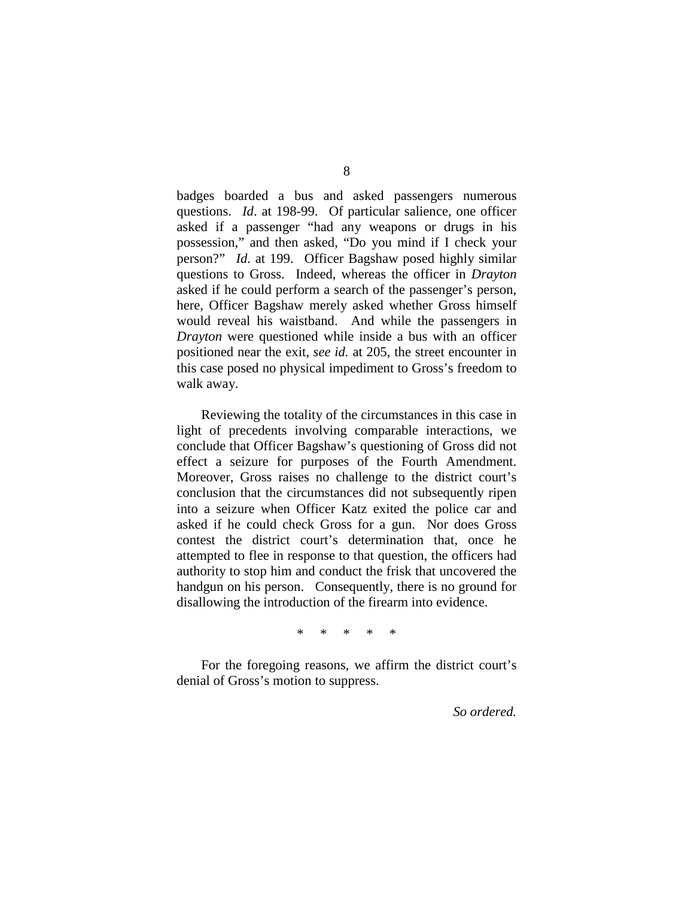badges boarded a bus and asked passengers numerous questions. *Id*. at 198-99. Of particular salience, one officer asked if a passenger "had any weapons or drugs in his possession," and then asked, "Do you mind if I check your person?" *Id*. at 199. Officer Bagshaw posed highly similar questions to Gross. Indeed, whereas the officer in *Drayton* asked if he could perform a search of the passenger's person, here, Officer Bagshaw merely asked whether Gross himself would reveal his waistband. And while the passengers in *Drayton* were questioned while inside a bus with an officer positioned near the exit, *see id.* at 205, the street encounter in this case posed no physical impediment to Gross's freedom to walk away.

Reviewing the totality of the circumstances in this case in light of precedents involving comparable interactions, we conclude that Officer Bagshaw's questioning of Gross did not effect a seizure for purposes of the Fourth Amendment. Moreover, Gross raises no challenge to the district court's conclusion that the circumstances did not subsequently ripen into a seizure when Officer Katz exited the police car and asked if he could check Gross for a gun. Nor does Gross contest the district court's determination that, once he attempted to flee in response to that question, the officers had authority to stop him and conduct the frisk that uncovered the handgun on his person. Consequently, there is no ground for disallowing the introduction of the firearm into evidence.

\* \* \* \* \*

For the foregoing reasons, we affirm the district court's denial of Gross's motion to suppress.

*So ordered.*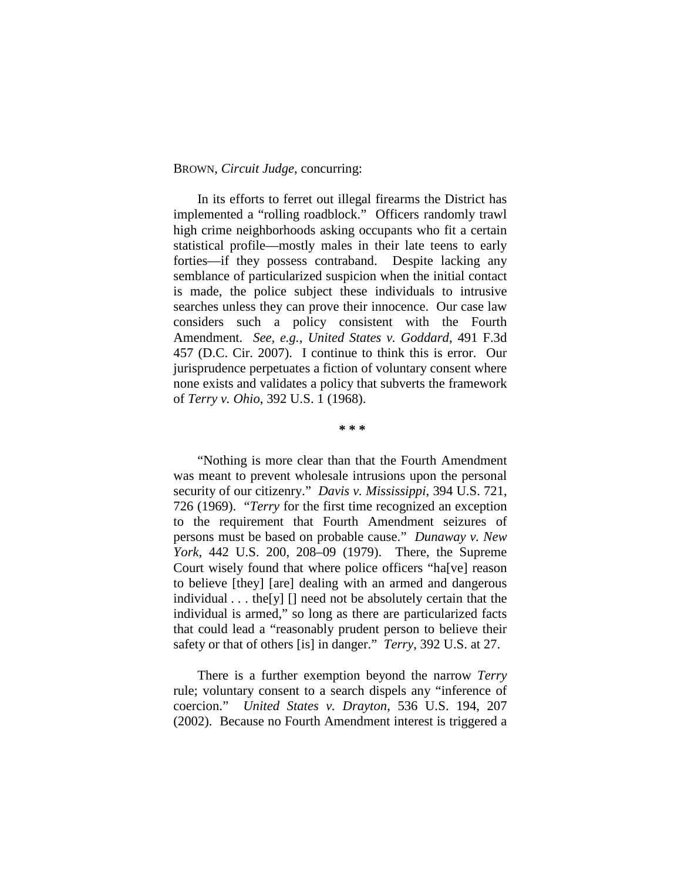BROWN, *Circuit Judge*, concurring:

In its efforts to ferret out illegal firearms the District has implemented a "rolling roadblock." Officers randomly trawl high crime neighborhoods asking occupants who fit a certain statistical profile—mostly males in their late teens to early forties—if they possess contraband. Despite lacking any semblance of particularized suspicion when the initial contact is made, the police subject these individuals to intrusive searches unless they can prove their innocence. Our case law considers such a policy consistent with the Fourth Amendment. *See, e.g.*, *United States v. Goddard*, 491 F.3d 457 (D.C. Cir. 2007). I continue to think this is error. Our jurisprudence perpetuates a fiction of voluntary consent where none exists and validates a policy that subverts the framework of *Terry v. Ohio*, 392 U.S. 1 (1968).

\* \* \*

"Nothing is more clear than that the Fourth Amendment was meant to prevent wholesale intrusions upon the personal security of our citizenry." *Davis v. Mississippi*, 394 U.S. 721, 726 (1969). "*Terry* for the first time recognized an exception to the requirement that Fourth Amendment seizures of persons must be based on probable cause." *Dunaway v. New York*, 442 U.S. 200, 208–09 (1979). There, the Supreme Court wisely found that where police officers "ha[ve] reason to believe [they] [are] dealing with an armed and dangerous individual . . . the[y] [] need not be absolutely certain that the individual is armed," so long as there are particularized facts that could lead a "reasonably prudent person to believe their safety or that of others [is] in danger." *Terry*, 392 U.S. at 27.

There is a further exemption beyond the narrow *Terry* rule; voluntary consent to a search dispels any "inference of coercion." *United States v. Drayton*, 536 U.S. 194, 207 (2002). Because no Fourth Amendment interest is triggered a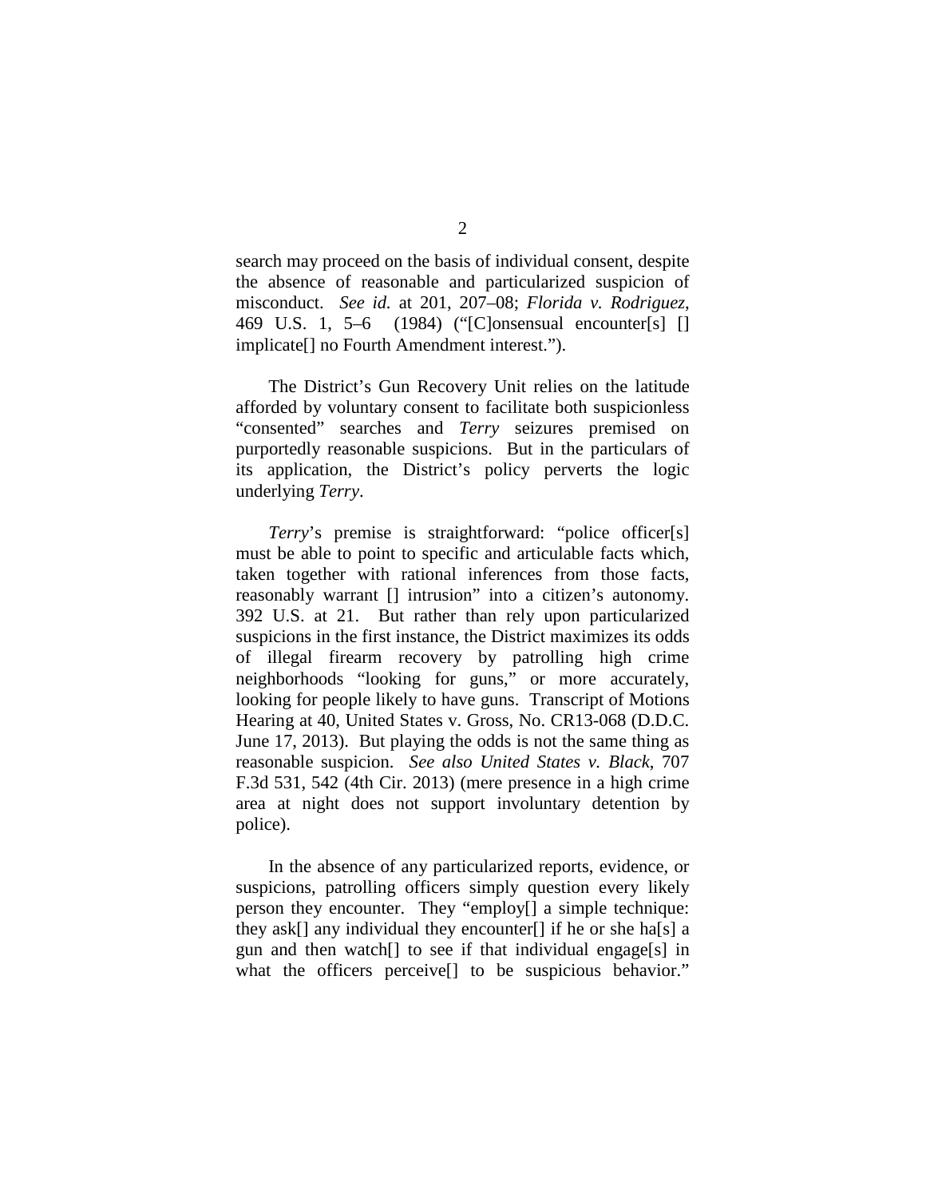search may proceed on the basis of individual consent, despite the absence of reasonable and particularized suspicion of misconduct. *See id.* at 201, 207–08; *Florida v. Rodriguez*, 469 U.S. 1, 5–6 (1984) ("[C]onsensual encounter[s] [] implicate[] no Fourth Amendment interest.").

The District's Gun Recovery Unit relies on the latitude afforded by voluntary consent to facilitate both suspicionless "consented" searches and *Terry* seizures premised on purportedly reasonable suspicions. But in the particulars of its application, the District's policy perverts the logic underlying *Terry*.

*Terry*'s premise is straightforward: "police officer[s] must be able to point to specific and articulable facts which, taken together with rational inferences from those facts, reasonably warrant [] intrusion" into a citizen's autonomy. 392 U.S. at 21. But rather than rely upon particularized suspicions in the first instance, the District maximizes its odds of illegal firearm recovery by patrolling high crime neighborhoods "looking for guns," or more accurately, looking for people likely to have guns. Transcript of Motions Hearing at 40, United States v. Gross, No. CR13-068 (D.D.C. June 17, 2013). But playing the odds is not the same thing as reasonable suspicion. *See also United States v. Black*, 707 F.3d 531, 542 (4th Cir. 2013) (mere presence in a high crime area at night does not support involuntary detention by police).

In the absence of any particularized reports, evidence, or suspicions, patrolling officers simply question every likely person they encounter. They "employ[] a simple technique: they ask[] any individual they encounter[] if he or she ha[s] a gun and then watch[] to see if that individual engage[s] in what the officers perceive[] to be suspicious behavior."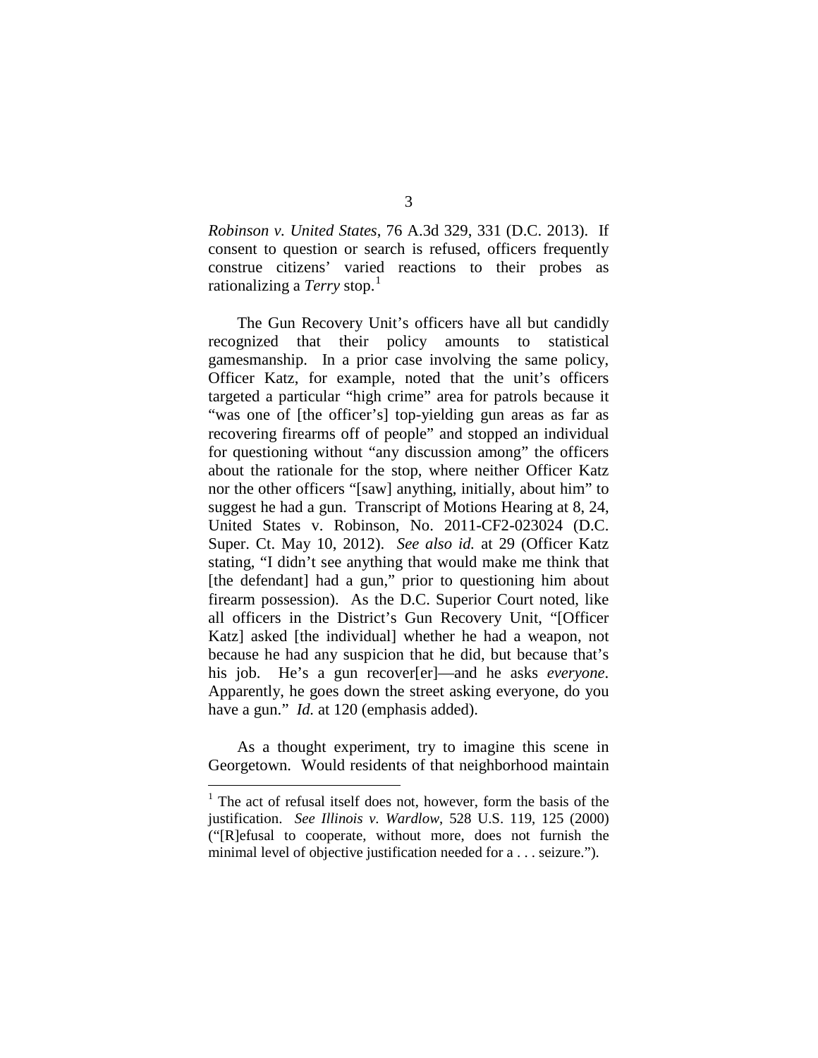*Robinson v. United States*, 76 A.3d 329, 331 (D.C. 2013). If consent to question or search is refused, officers frequently construe citizens' varied reactions to their probes as rationalizing a *Terry* stop.[1]

The Gun Recovery Unit's officers have all but candidly recognized that their policy amounts to statistical gamesmanship. In a prior case involving the same policy, Officer Katz, for example, noted that the unit's officers targeted a particular "high crime" area for patrols because it "was one of [the officer's] top-yielding gun areas as far as recovering firearms off of people" and stopped an individual for questioning without "any discussion among" the officers about the rationale for the stop, where neither Officer Katz nor the other officers "[saw] anything, initially, about him" to suggest he had a gun. Transcript of Motions Hearing at 8, 24, United States v. Robinson, No. 2011-CF2-023024 (D.C. Super. Ct. May 10, 2012). *See also id.* at 29 (Officer Katz stating, "I didn't see anything that would make me think that [the defendant] had a gun," prior to questioning him about firearm possession). As the D.C. Superior Court noted, like all officers in the District's Gun Recovery Unit, "[Officer Katz] asked [the individual] whether he had a weapon, not because he had any suspicion that he did, but because that's his job. He's a gun recover[er]—and he asks *everyone*. Apparently, he goes down the street asking everyone, do you have a gun." *Id.* at 120 (emphasis added).

As a thought experiment, try to imagine this scene in Georgetown. Would residents of that neighborhood maintain

---

[1] The act of refusal itself does not, however, form the basis of the justification. *See Illinois v. Wardlow*, 528 U.S. 119, 125 (2000) ("[R]efusal to cooperate, without more, does not furnish the minimal level of objective justification needed for a . . . seizure.").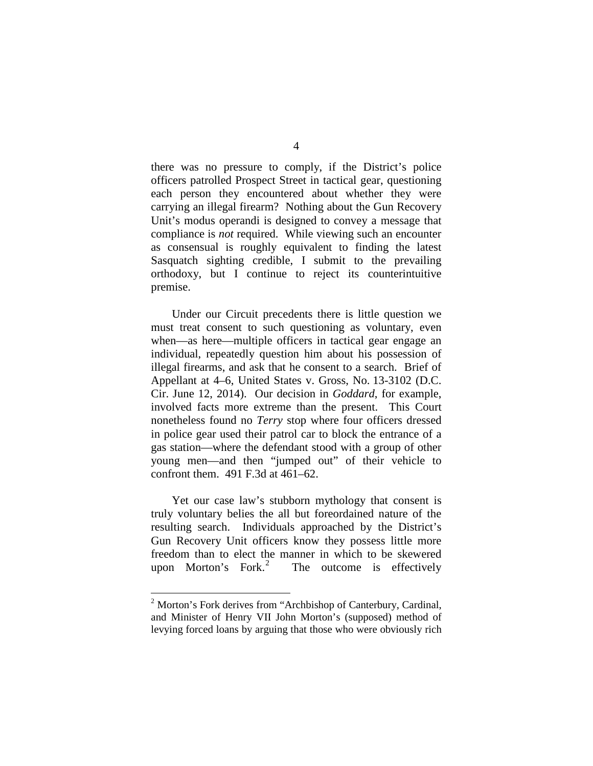there was no pressure to comply, if the District's police officers patrolled Prospect Street in tactical gear, questioning each person they encountered about whether they were carrying an illegal firearm? Nothing about the Gun Recovery Unit's modus operandi is designed to convey a message that compliance is *not* required. While viewing such an encounter as consensual is roughly equivalent to finding the latest Sasquatch sighting credible, I submit to the prevailing orthodoxy, but I continue to reject its counterintuitive premise.

Under our Circuit precedents there is little question we must treat consent to such questioning as voluntary, even when—as here—multiple officers in tactical gear engage an individual, repeatedly question him about his possession of illegal firearms, and ask that he consent to a search. Brief of Appellant at 4–6, United States v. Gross, No. 13-3102 (D.C. Cir. June 12, 2014). Our decision in *Goddard*, for example, involved facts more extreme than the present. This Court nonetheless found no *Terry* stop where four officers dressed in police gear used their patrol car to block the entrance of a gas station—where the defendant stood with a group of other young men—and then "jumped out" of their vehicle to confront them. 491 F.3d at 461–62.

Yet our case law's stubborn mythology that consent is truly voluntary belies the all but foreordained nature of the resulting search. Individuals approached by the District's Gun Recovery Unit officers know they possess little more freedom than to elect the manner in which to be skewered upon Morton's Fork.[2] The outcome is effectively

[2] Morton's Fork derives from "Archbishop of Canterbury, Cardinal, and Minister of Henry VII John Morton's (supposed) method of levying forced loans by arguing that those who were obviously rich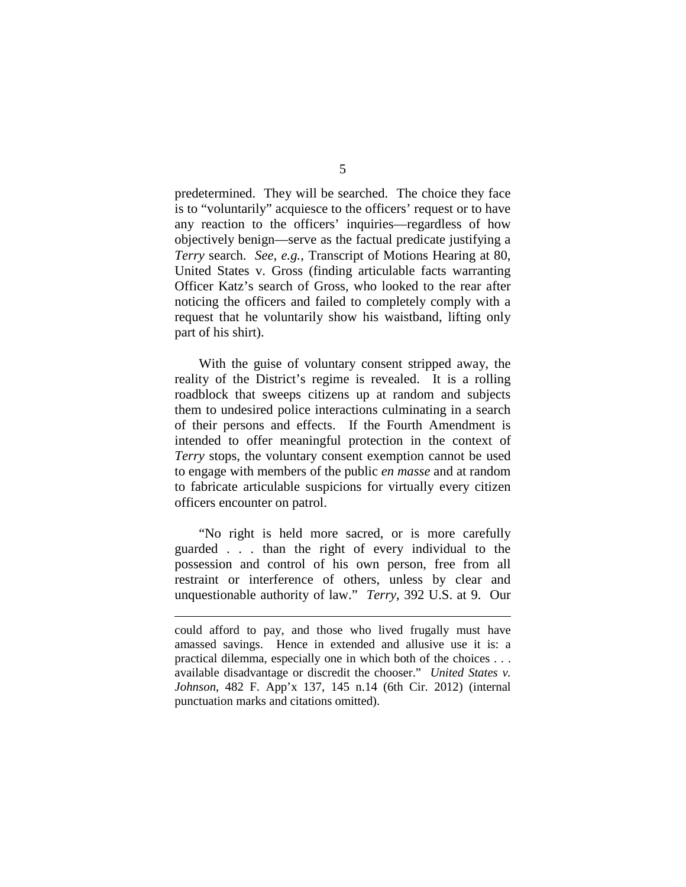predetermined. They will be searched. The choice they face is to "voluntarily" acquiesce to the officers' request or to have any reaction to the officers' inquiries—regardless of how objectively benign—serve as the factual predicate justifying a *Terry* search. *See, e.g.*, Transcript of Motions Hearing at 80, United States v. Gross (finding articulable facts warranting Officer Katz's search of Gross, who looked to the rear after noticing the officers and failed to completely comply with a request that he voluntarily show his waistband, lifting only part of his shirt).

With the guise of voluntary consent stripped away, the reality of the District's regime is revealed. It is a rolling roadblock that sweeps citizens up at random and subjects them to undesired police interactions culminating in a search of their persons and effects. If the Fourth Amendment is intended to offer meaningful protection in the context of *Terry* stops, the voluntary consent exemption cannot be used to engage with members of the public *en masse* and at random to fabricate articulable suspicions for virtually every citizen officers encounter on patrol.

"No right is held more sacred, or is more carefully guarded . . . than the right of every individual to the possession and control of his own person, free from all restraint or interference of others, unless by clear and unquestionable authority of law." *Terry*, 392 U.S. at 9. Our

---

could afford to pay, and those who lived frugally must have amassed savings. Hence in extended and allusive use it is: a practical dilemma, especially one in which both of the choices . . . available disadvantage or discredit the chooser." *United States v. Johnson*, 482 F. App'x 137, 145 n.14 (6th Cir. 2012) (internal punctuation marks and citations omitted).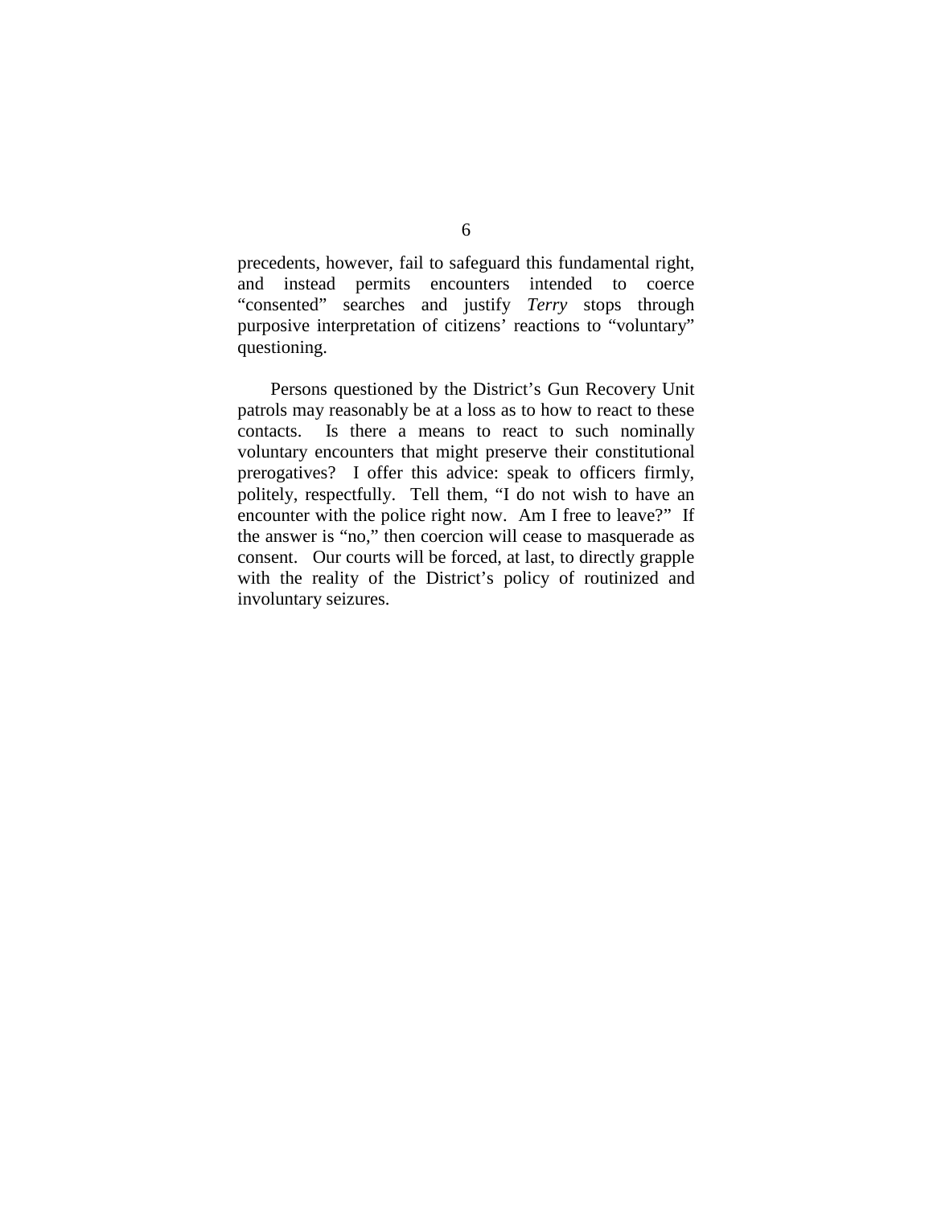precedents, however, fail to safeguard this fundamental right, and instead permits encounters intended to coerce "consented" searches and justify *Terry* stops through purposive interpretation of citizens' reactions to "voluntary" questioning.

Persons questioned by the District's Gun Recovery Unit patrols may reasonably be at a loss as to how to react to these contacts. Is there a means to react to such nominally voluntary encounters that might preserve their constitutional prerogatives? I offer this advice: speak to officers firmly, politely, respectfully. Tell them, "I do not wish to have an encounter with the police right now. Am I free to leave?" If the answer is "no," then coercion will cease to masquerade as consent. Our courts will be forced, at last, to directly grapple with the reality of the District's policy of routinized and involuntary seizures.